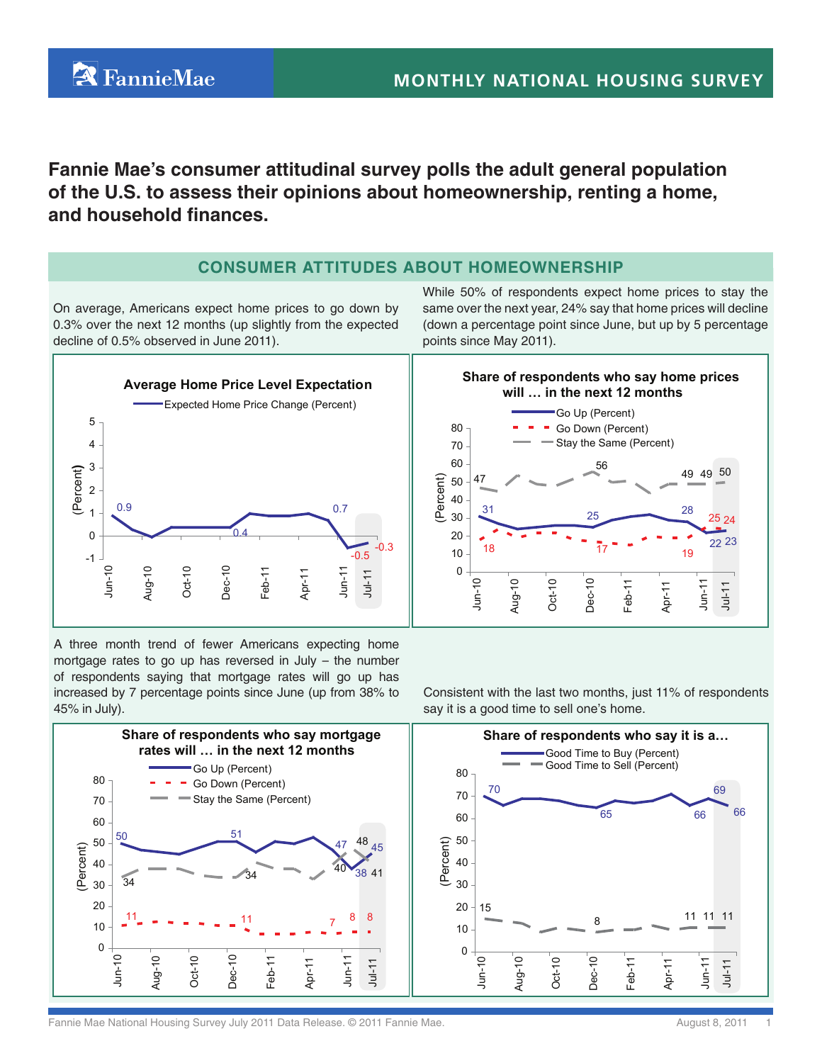# Fannie Mae — Monthly National Housing Survey

**Fannie Mae's consumer attitudinal survey polls the adult general population of the U.S. to assess their opinions about homeownership, renting a home, and household finances.**

## CONSUMER ATTITUDES ABOUT HOMEOWNERSHIP

On average, Americans expect home prices to go down by 0.3% over the next 12 months (up slightly from the expected decline of 0.5% observed in June 2011).

**Average Home Price Level Expectation**

Expected Home Price Change (Percent)

| Month | Jun-10 | Dec-10 | Jun-11 | Jul-11 |
|---|---|---|---|---|
| Expected Home Price Change (Percent) | 0.9 | 0.4 | -0.5 | -0.3 |

Labeled point: 0.7 (May-11).

While 50% of respondents expect home prices to stay the same over the next year, 24% say that home prices will decline (down a percentage point since June, but up by 5 percentage points since May 2011).

**Share of respondents who say home prices will … in the next 12 months**

| | Jun-10 | Dec-10 | May-11 | Jun-11 | Jul-11 |
|---|---|---|---|---|---|
| Go Up (Percent) | 31 | 25 | 28 | 22 | 23 |
| Go Down (Percent) | 18 | 17 | 19 | 25 | 24 |
| Stay the Same (Percent) | 47 | 56 | 49 | 49 | 50 |

A three month trend of fewer Americans expecting home mortgage rates to go up has reversed in July – the number of respondents saying that mortgage rates will go up has increased by 7 percentage points since June (up from 38% to 45% in July).

**Share of respondents who say mortgage rates will … in the next 12 months**

| | Jun-10 | Dec-10 | May-11 | Jun-11 | Jul-11 |
|---|---|---|---|---|---|
| Go Up (Percent) | 50 | 51 | 47 | 38 | 45 |
| Go Down (Percent) | 11 | 11 | 7 | 8 | 8 |
| Stay the Same (Percent) | 34 | 34 | 40 | 48 | 41 |

Consistent with the last two months, just 11% of respondents say it is a good time to sell one's home.

**Share of respondents who say it is a…**

| | Jun-10 | Dec-10 | May-11 | Jun-11 | Jul-11 |
|---|---|---|---|---|---|
| Good Time to Buy (Percent) | 70 | 65 | 66 | 69 | 66 |
| Good Time to Sell (Percent) | 15 | 8 | 11 | 11 | 11 |

Fannie Mae National Housing Survey July 2011 Data Release. © 2011 Fannie Mae. August 8, 2011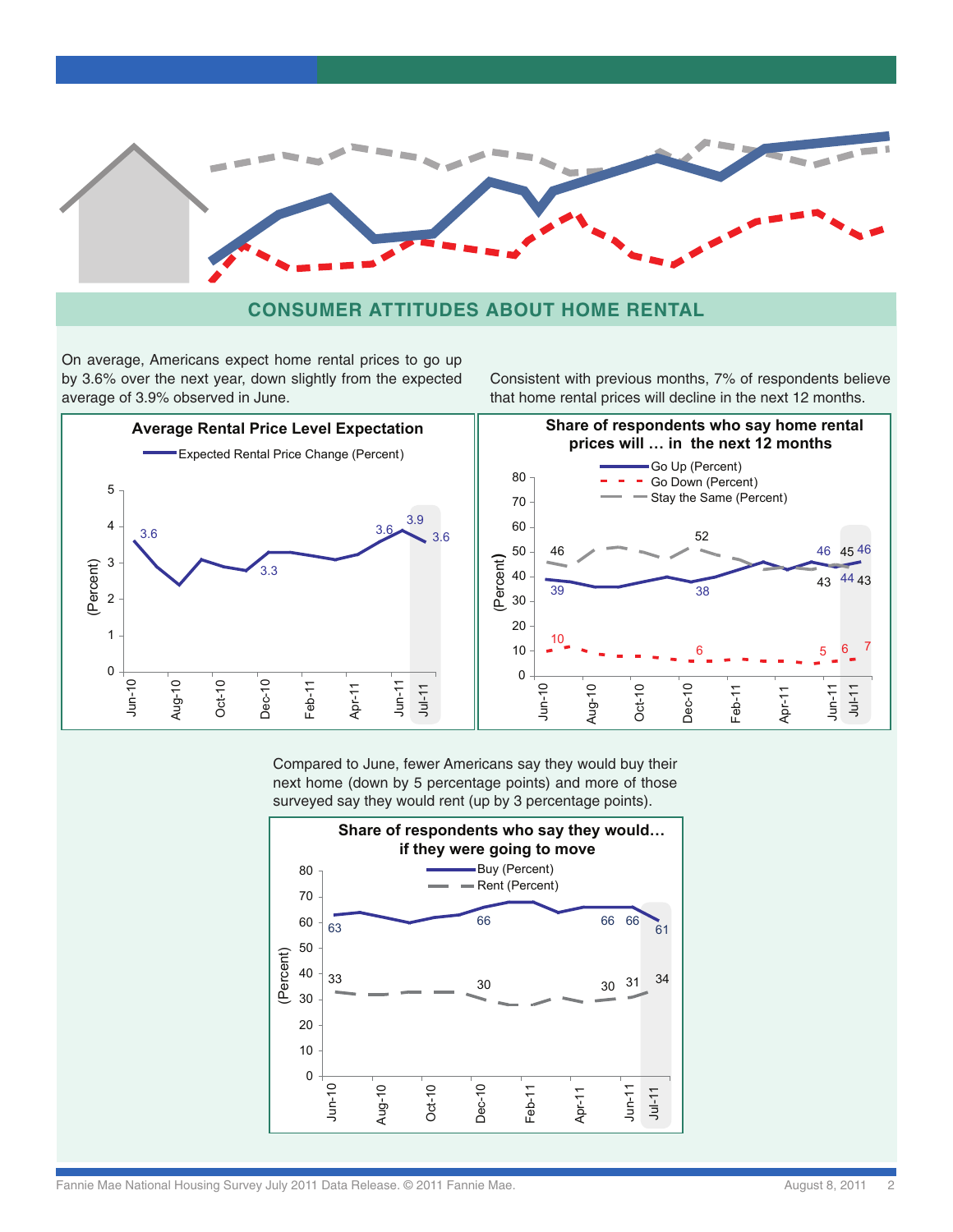## CONSUMER ATTITUDES ABOUT HOME RENTAL

On average, Americans expect home rental prices to go up by 3.6% over the next year, down slightly from the expected average of 3.9% observed in June.

**Average Rental Price Level Expectation**

Expected Rental Price Change (Percent)

(Percent)

Jun-10: 3.6; Dec-10: 3.3; May-11: 3.6; Jun-11: 3.9; Jul-11: 3.6

Consistent with previous months, 7% of respondents believe that home rental prices will decline in the next 12 months.

**Share of respondents who say home rental prices will … in the next 12 months**

Go Up (Percent) · Go Down (Percent) · Stay the Same (Percent)

(Percent)

| | Jun-10 | Dec-10 | May-11 | Jun-11 | Jul-11 |
|---|---|---|---|---|---|
| Go Up | 39 | 38 | 46 | 44 | 46 |
| Go Down | 10 | 6 | 5 | 6 | 7 |
| Stay the Same | 46 | 52 | 43 | 45 | 43 |

Compared to June, fewer Americans say they would buy their next home (down by 5 percentage points) and more of those surveyed say they would rent (up by 3 percentage points).

**Share of respondents who say they would… if they were going to move**

Buy (Percent) · Rent (Percent)

(Percent)

| | Jun-10 | Dec-10 | May-11 | Jun-11 | Jul-11 |
|---|---|---|---|---|---|
| Buy | 63 | 66 | 66 | 66 | 61 |
| Rent | 33 | 30 | 30 | 31 | 34 |

Fannie Mae National Housing Survey July 2011 Data Release. © 2011 Fannie Mae. August 8, 2011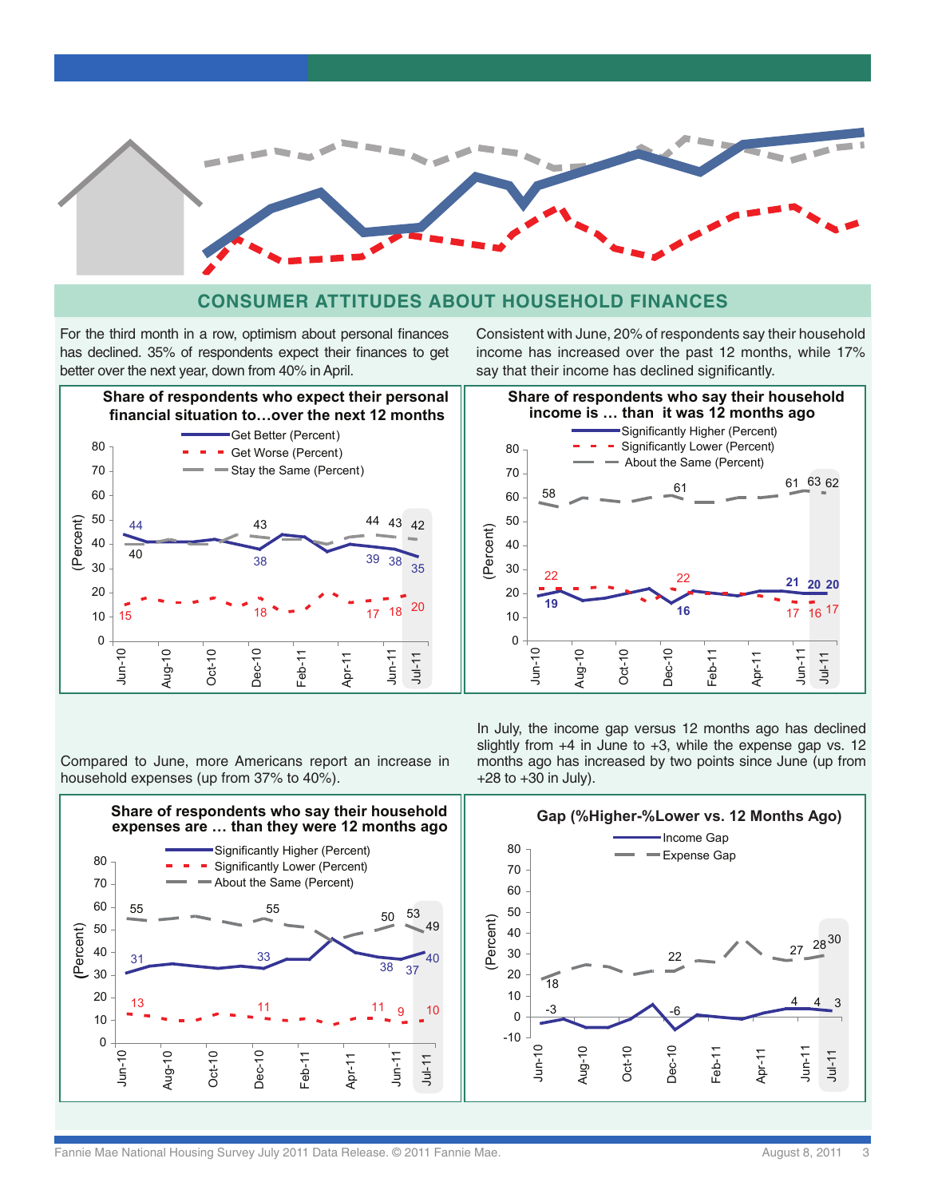## CONSUMER ATTITUDES ABOUT HOUSEHOLD FINANCES

For the third month in a row, optimism about personal finances has declined. 35% of respondents expect their finances to get better over the next year, down from 40% in April.

Consistent with June, 20% of respondents say their household income has increased over the past 12 months, while 17% say that their income has declined significantly.

**Share of respondents who expect their personal financial situation to…over the next 12 months**

- Get Better (Percent)
- Get Worse (Percent)
- Stay the Same (Percent)

**Share of respondents who say their household income is … than it was 12 months ago**

- Significantly Higher (Percent)
- Significantly Lower (Percent)
- About the Same (Percent)

Compared to June, more Americans report an increase in household expenses (up from 37% to 40%).

In July, the income gap versus 12 months ago has declined slightly from +4 in June to +3, while the expense gap vs. 12 months ago has increased by two points since June (up from +28 to +30 in July).

**Share of respondents who say their household expenses are … than they were 12 months ago**

- Significantly Higher (Percent)
- Significantly Lower (Percent)
- About the Same (Percent)

**Gap (%Higher-%Lower vs. 12 Months Ago)**

- Income Gap
- Expense Gap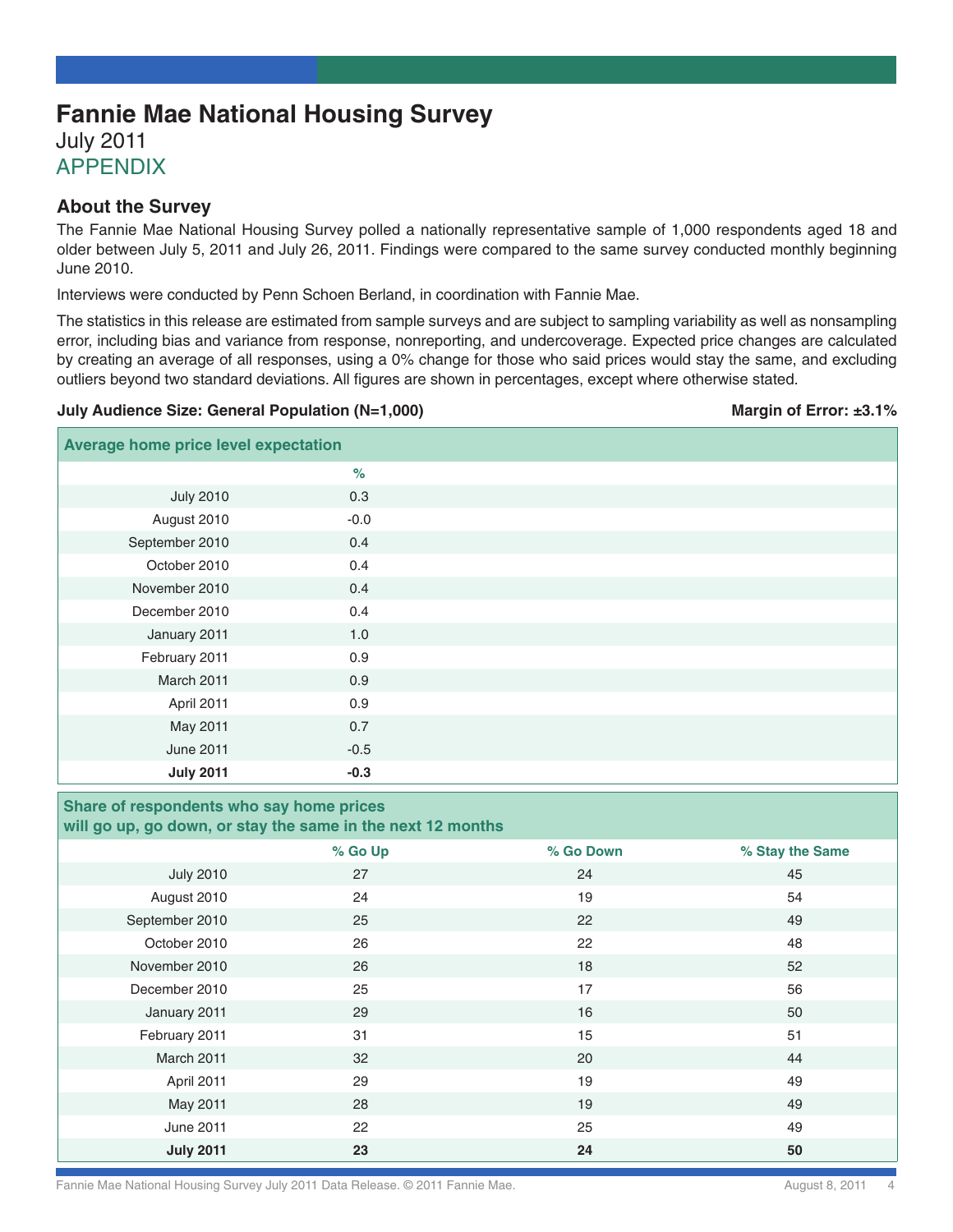# Fannie Mae National Housing Survey

July 2011

APPENDIX

## About the Survey

The Fannie Mae National Housing Survey polled a nationally representative sample of 1,000 respondents aged 18 and older between July 5, 2011 and July 26, 2011. Findings were compared to the same survey conducted monthly beginning June 2010.

Interviews were conducted by Penn Schoen Berland, in coordination with Fannie Mae.

The statistics in this release are estimated from sample surveys and are subject to sampling variability as well as nonsampling error, including bias and variance from response, nonreporting, and undercoverage. Expected price changes are calculated by creating an average of all responses, using a 0% change for those who said prices would stay the same, and excluding outliers beyond two standard deviations. All figures are shown in percentages, except where otherwise stated.

**July Audience Size: General Population (N=1,000)** **Margin of Error: ±3.1%**

**Average home price level expectation**

| | % |
|---|---|
| July 2010 | 0.3 |
| August 2010 | -0.0 |
| September 2010 | 0.4 |
| October 2010 | 0.4 |
| November 2010 | 0.4 |
| December 2010 | 0.4 |
| January 2011 | 1.0 |
| February 2011 | 0.9 |
| March 2011 | 0.9 |
| April 2011 | 0.9 |
| May 2011 | 0.7 |
| June 2011 | -0.5 |
| **July 2011** | **-0.3** |

**Share of respondents who say home prices will go up, go down, or stay the same in the next 12 months**

| | % Go Up | % Go Down | % Stay the Same |
|---|---|---|---|
| July 2010 | 27 | 24 | 45 |
| August 2010 | 24 | 19 | 54 |
| September 2010 | 25 | 22 | 49 |
| October 2010 | 26 | 22 | 48 |
| November 2010 | 26 | 18 | 52 |
| December 2010 | 25 | 17 | 56 |
| January 2011 | 29 | 16 | 50 |
| February 2011 | 31 | 15 | 51 |
| March 2011 | 32 | 20 | 44 |
| April 2011 | 29 | 19 | 49 |
| May 2011 | 28 | 19 | 49 |
| June 2011 | 22 | 25 | 49 |
| **July 2011** | **23** | **24** | **50** |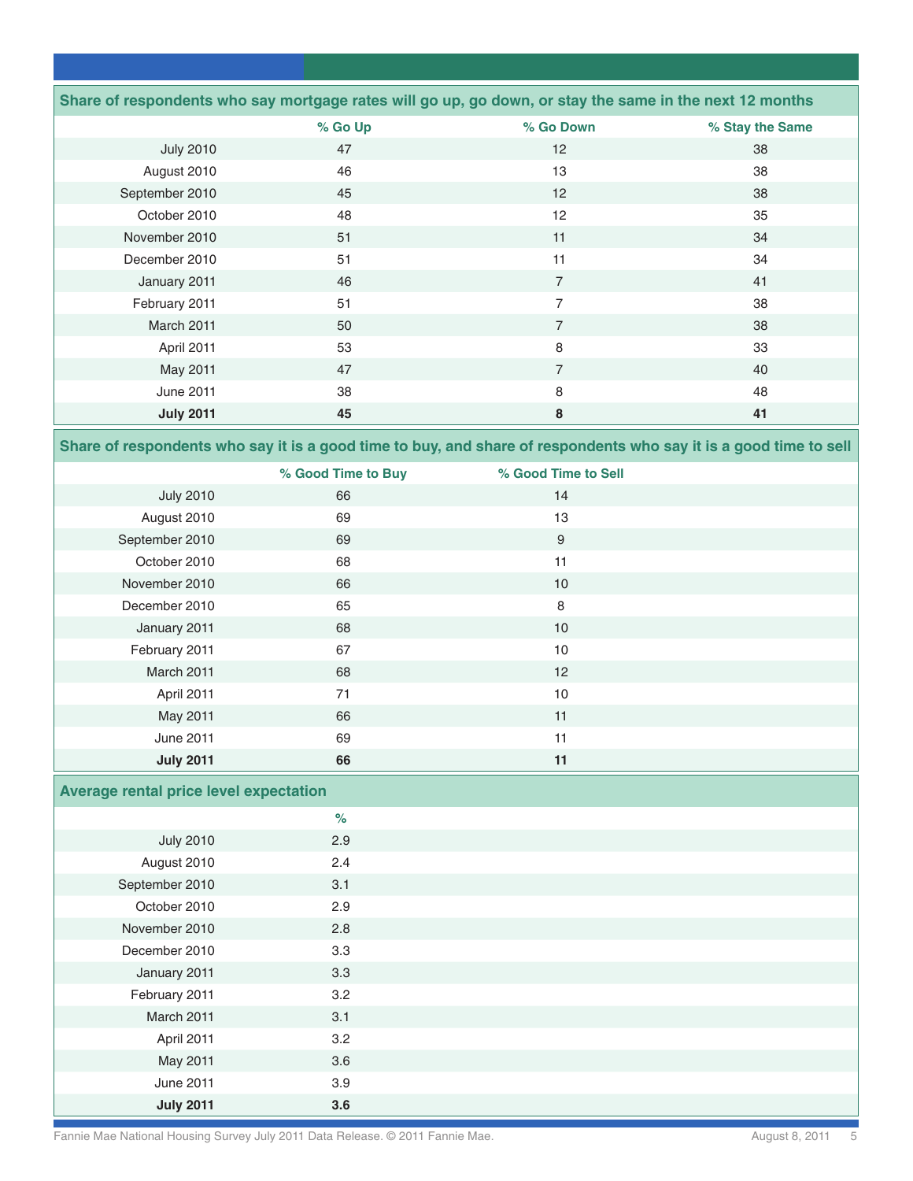### Share of respondents who say mortgage rates will go up, go down, or stay the same in the next 12 months

| | % Go Up | % Go Down | % Stay the Same |
|---|---|---|---|
| July 2010 | 47 | 12 | 38 |
| August 2010 | 46 | 13 | 38 |
| September 2010 | 45 | 12 | 38 |
| October 2010 | 48 | 12 | 35 |
| November 2010 | 51 | 11 | 34 |
| December 2010 | 51 | 11 | 34 |
| January 2011 | 46 | 7 | 41 |
| February 2011 | 51 | 7 | 38 |
| March 2011 | 50 | 7 | 38 |
| April 2011 | 53 | 8 | 33 |
| May 2011 | 47 | 7 | 40 |
| June 2011 | 38 | 8 | 48 |
| **July 2011** | **45** | **8** | **41** |

### Share of respondents who say it is a good time to buy, and share of respondents who say it is a good time to sell

| | % Good Time to Buy | % Good Time to Sell |
|---|---|---|
| July 2010 | 66 | 14 |
| August 2010 | 69 | 13 |
| September 2010 | 69 | 9 |
| October 2010 | 68 | 11 |
| November 2010 | 66 | 10 |
| December 2010 | 65 | 8 |
| January 2011 | 68 | 10 |
| February 2011 | 67 | 10 |
| March 2011 | 68 | 12 |
| April 2011 | 71 | 10 |
| May 2011 | 66 | 11 |
| June 2011 | 69 | 11 |
| **July 2011** | **66** | **11** |

### Average rental price level expectation

| | % |
|---|---|
| July 2010 | 2.9 |
| August 2010 | 2.4 |
| September 2010 | 3.1 |
| October 2010 | 2.9 |
| November 2010 | 2.8 |
| December 2010 | 3.3 |
| January 2011 | 3.3 |
| February 2011 | 3.2 |
| March 2011 | 3.1 |
| April 2011 | 3.2 |
| May 2011 | 3.6 |
| June 2011 | 3.9 |
| **July 2011** | **3.6** |

Fannie Mae National Housing Survey July 2011 Data Release. © 2011 Fannie Mae. August 8, 2011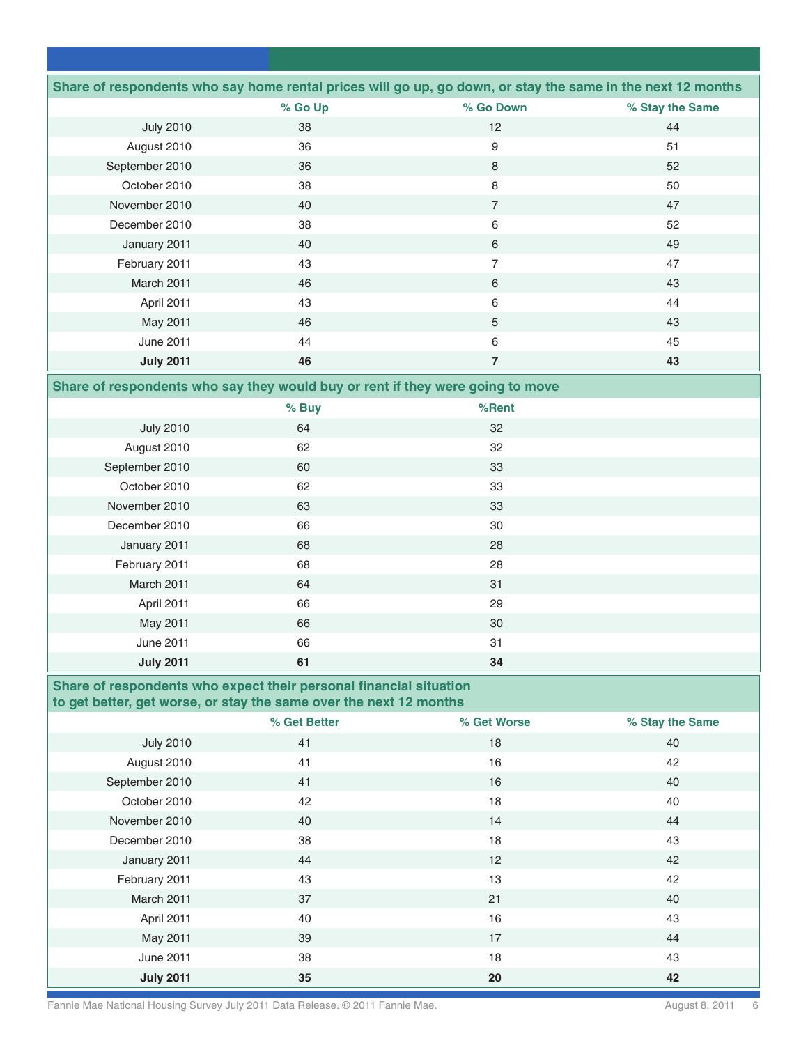| Share of respondents who say home rental prices will go up, go down, or stay the same in the next 12 months | | | |
|---|---|---|---|
| | % Go Up | % Go Down | % Stay the Same |
| July 2010 | 38 | 12 | 44 |
| August 2010 | 36 | 9 | 51 |
| September 2010 | 36 | 8 | 52 |
| October 2010 | 38 | 8 | 50 |
| November 2010 | 40 | 7 | 47 |
| December 2010 | 38 | 6 | 52 |
| January 2011 | 40 | 6 | 49 |
| February 2011 | 43 | 7 | 47 |
| March 2011 | 46 | 6 | 43 |
| April 2011 | 43 | 6 | 44 |
| May 2011 | 46 | 5 | 43 |
| June 2011 | 44 | 6 | 45 |
| **July 2011** | **46** | **7** | **43** |

| Share of respondents who say they would buy or rent if they were going to move | | |
|---|---|---|
| | % Buy | %Rent |
| July 2010 | 64 | 32 |
| August 2010 | 62 | 32 |
| September 2010 | 60 | 33 |
| October 2010 | 62 | 33 |
| November 2010 | 63 | 33 |
| December 2010 | 66 | 30 |
| January 2011 | 68 | 28 |
| February 2011 | 68 | 28 |
| March 2011 | 64 | 31 |
| April 2011 | 66 | 29 |
| May 2011 | 66 | 30 |
| June 2011 | 66 | 31 |
| **July 2011** | **61** | **34** |

| Share of respondents who expect their personal financial situation to get better, get worse, or stay the same over the next 12 months | | | |
|---|---|---|---|
| | % Get Better | % Get Worse | % Stay the Same |
| July 2010 | 41 | 18 | 40 |
| August 2010 | 41 | 16 | 42 |
| September 2010 | 41 | 16 | 40 |
| October 2010 | 42 | 18 | 40 |
| November 2010 | 40 | 14 | 44 |
| December 2010 | 38 | 18 | 43 |
| January 2011 | 44 | 12 | 42 |
| February 2011 | 43 | 13 | 42 |
| March 2011 | 37 | 21 | 40 |
| April 2011 | 40 | 16 | 43 |
| May 2011 | 39 | 17 | 44 |
| June 2011 | 38 | 18 | 43 |
| **July 2011** | **35** | **20** | **42** |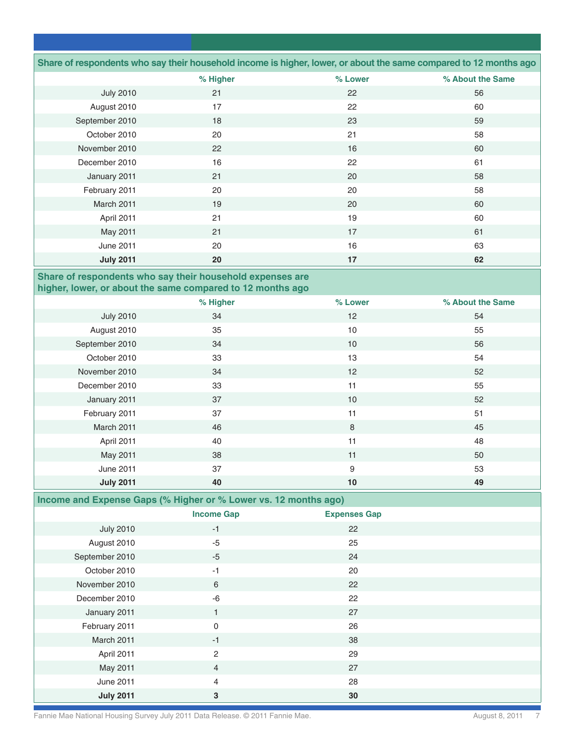### Share of respondents who say their household income is higher, lower, or about the same compared to 12 months ago

| | % Higher | % Lower | % About the Same |
|---|---|---|---|
| July 2010 | 21 | 22 | 56 |
| August 2010 | 17 | 22 | 60 |
| September 2010 | 18 | 23 | 59 |
| October 2010 | 20 | 21 | 58 |
| November 2010 | 22 | 16 | 60 |
| December 2010 | 16 | 22 | 61 |
| January 2011 | 21 | 20 | 58 |
| February 2011 | 20 | 20 | 58 |
| March 2011 | 19 | 20 | 60 |
| April 2011 | 21 | 19 | 60 |
| May 2011 | 21 | 17 | 61 |
| June 2011 | 20 | 16 | 63 |
| **July 2011** | **20** | **17** | **62** |

### Share of respondents who say their household expenses are higher, lower, or about the same compared to 12 months ago

| | % Higher | % Lower | % About the Same |
|---|---|---|---|
| July 2010 | 34 | 12 | 54 |
| August 2010 | 35 | 10 | 55 |
| September 2010 | 34 | 10 | 56 |
| October 2010 | 33 | 13 | 54 |
| November 2010 | 34 | 12 | 52 |
| December 2010 | 33 | 11 | 55 |
| January 2011 | 37 | 10 | 52 |
| February 2011 | 37 | 11 | 51 |
| March 2011 | 46 | 8 | 45 |
| April 2011 | 40 | 11 | 48 |
| May 2011 | 38 | 11 | 50 |
| June 2011 | 37 | 9 | 53 |
| **July 2011** | **40** | **10** | **49** |

### Income and Expense Gaps (% Higher or % Lower vs. 12 months ago)

| | Income Gap | Expenses Gap |
|---|---|---|
| July 2010 | -1 | 22 |
| August 2010 | -5 | 25 |
| September 2010 | -5 | 24 |
| October 2010 | -1 | 20 |
| November 2010 | 6 | 22 |
| December 2010 | -6 | 22 |
| January 2011 | 1 | 27 |
| February 2011 | 0 | 26 |
| March 2011 | -1 | 38 |
| April 2011 | 2 | 29 |
| May 2011 | 4 | 27 |
| June 2011 | 4 | 28 |
| **July 2011** | **3** | **30** |

Fannie Mae National Housing Survey July 2011 Data Release. © 2011 Fannie Mae. August 8, 2011